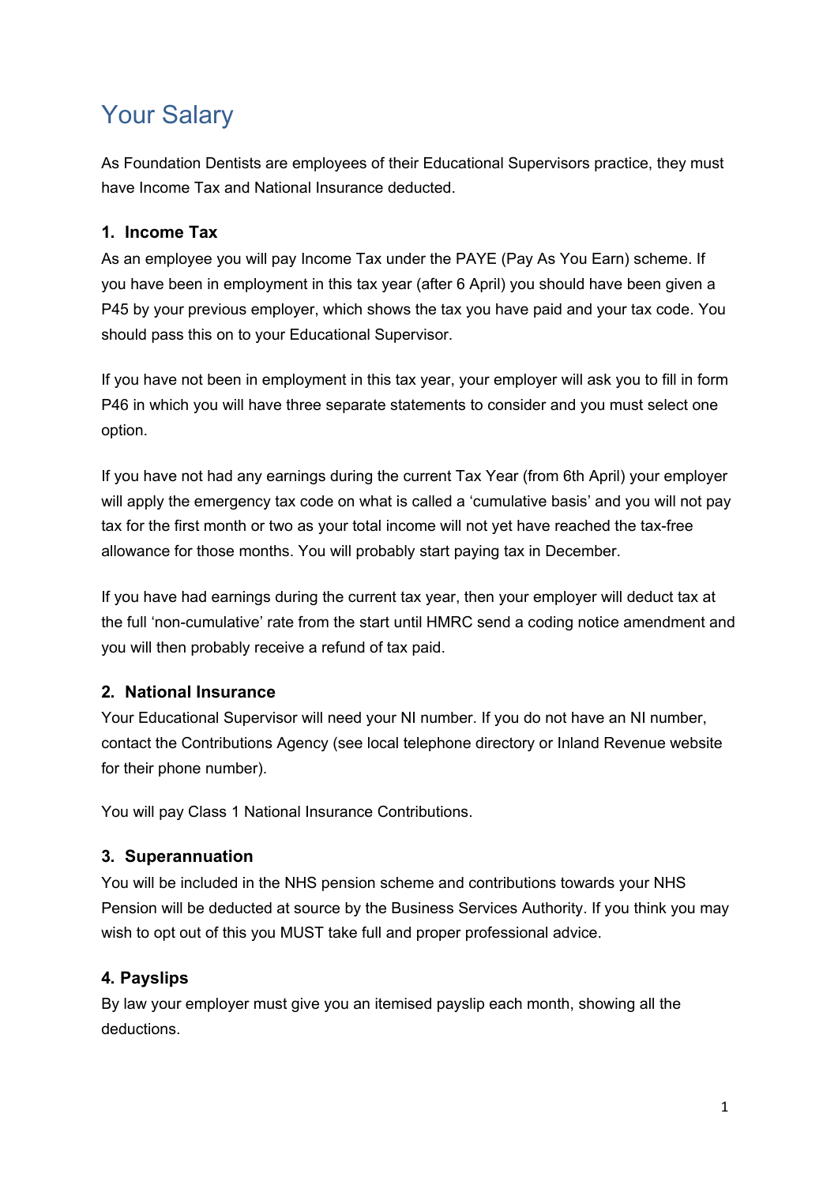# Your Salary

As Foundation Dentists are employees of their Educational Supervisors practice, they must have Income Tax and National Insurance deducted.

## 1. Income Tax

As an employee you will pay Income Tax under the PAYE (Pay As You Earn) scheme. If you have been in employment in this tax year (after 6 April) you should have been given a P45 by your previous employer, which shows the tax you have paid and your tax code. You should pass this on to your Educational Supervisor.

If you have not been in employment in this tax year, your employer will ask you to fill in form P46 in which you will have three separate statements to consider and you must select one option.

If you have not had any earnings during the current Tax Year (from 6th April) your employer will apply the emergency tax code on what is called a 'cumulative basis' and you will not pay tax for the first month or two as your total income will not yet have reached the tax-free allowance for those months. You will probably start paying tax in December.

If you have had earnings during the current tax year, then your employer will deduct tax at the full 'non-cumulative' rate from the start until HMRC send a coding notice amendment and you will then probably receive a refund of tax paid.

## 2. National Insurance

Your Educational Supervisor will need your NI number. If you do not have an NI number, contact the Contributions Agency (see local telephone directory or Inland Revenue website for their phone number).

You will pay Class 1 National Insurance Contributions.

## 3. Superannuation

You will be included in the NHS pension scheme and contributions towards your NHS Pension will be deducted at source by the Business Services Authority. If you think you may wish to opt out of this you MUST take full and proper professional advice.

## 4. Payslips

By law your employer must give you an itemised payslip each month, showing all the deductions.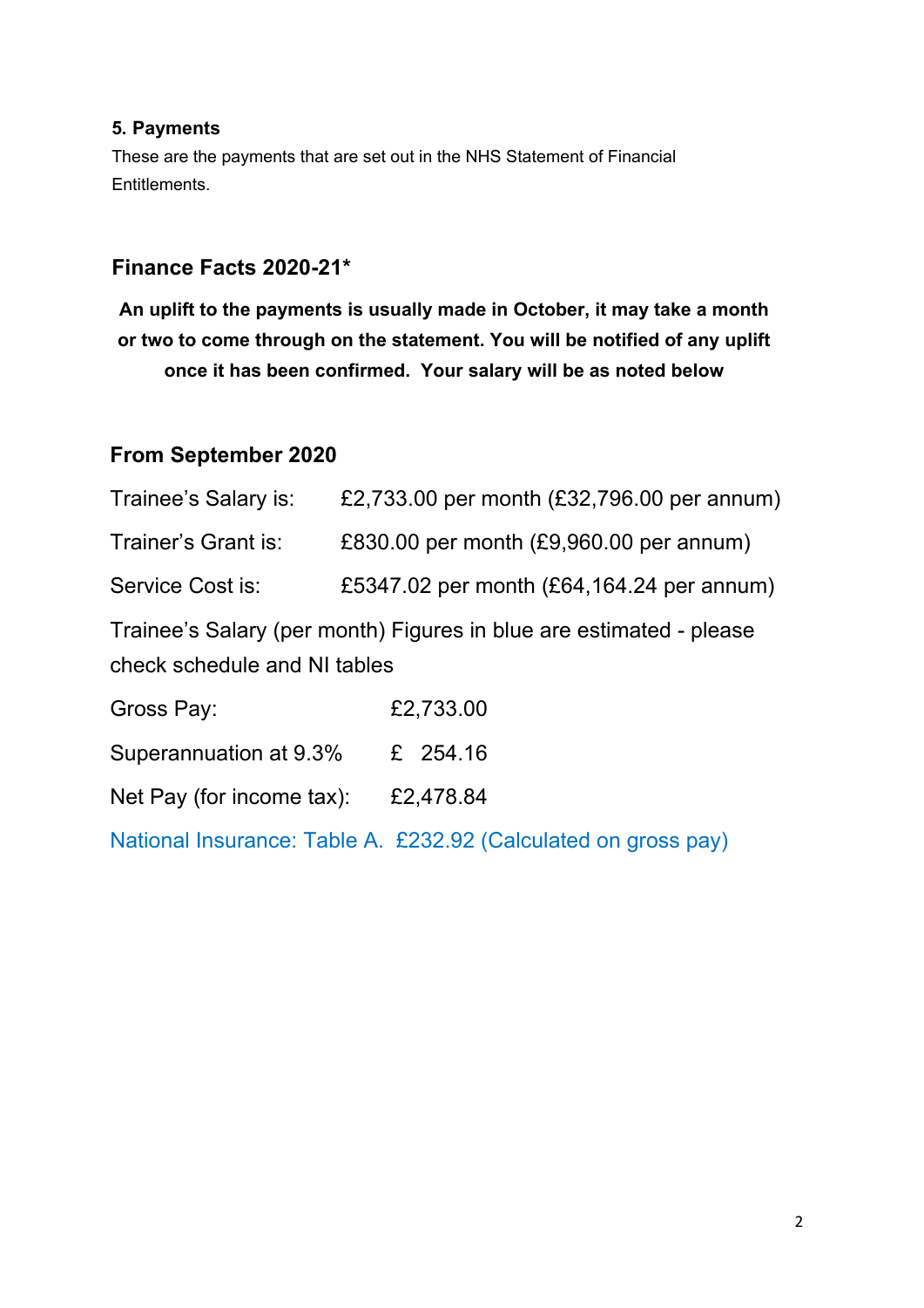**5. Payments**

These are the payments that are set out in the NHS Statement of Financial Entitlements.

## Finance Facts 2020-21*

**An uplift to the payments is usually made in October, it may take a month or two to come through on the statement. You will be notified of any uplift once it has been confirmed. Your salary will be as noted below**

### From September 2020

| | |
|---|---|
| Trainee's Salary is: | £2,733.00 per month (£32,796.00 per annum) |
| Trainer's Grant is: | £830.00 per month (£9,960.00 per annum) |
| Service Cost is: | £5347.02 per month (£64,164.24 per annum) |

Trainee's Salary (per month) Figures in blue are estimated - please check schedule and NI tables

| | |
|---|---|
| Gross Pay: | £2,733.00 |
| Superannuation at 9.3% | £ 254.16 |
| Net Pay (for income tax): | £2,478.84 |

National Insurance: Table A. £232.92 (Calculated on gross pay)